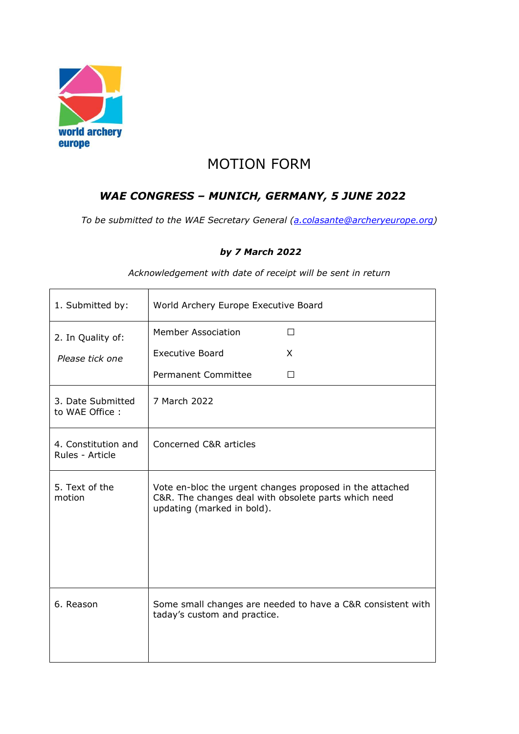world archery europe

# MOTION FORM

## *WAE CONGRESS – MUNICH, GERMANY, 5 JUNE 2022*

*To be submitted to the WAE Secretary General (a.colasante@archeryeurope.org)*

***by 7 March 2022***

*Acknowledgement with date of receipt will be sent in return*

| | |
|---|---|
| 1. Submitted by: | World Archery Europe Executive Board |
| 2. In Quality of: *Please tick one* | Member Association ☐<br>Executive Board X<br>Permanent Committee ☐ |
| 3. Date Submitted to WAE Office : | 7 March 2022 |
| 4. Constitution and Rules - Article | Concerned C&R articles |
| 5. Text of the motion | Vote en-bloc the urgent changes proposed in the attached C&R. The changes deal with obsolete parts which need updating (marked in bold). |
| 6. Reason | Some small changes are needed to have a C&R consistent with taday's custom and practice. |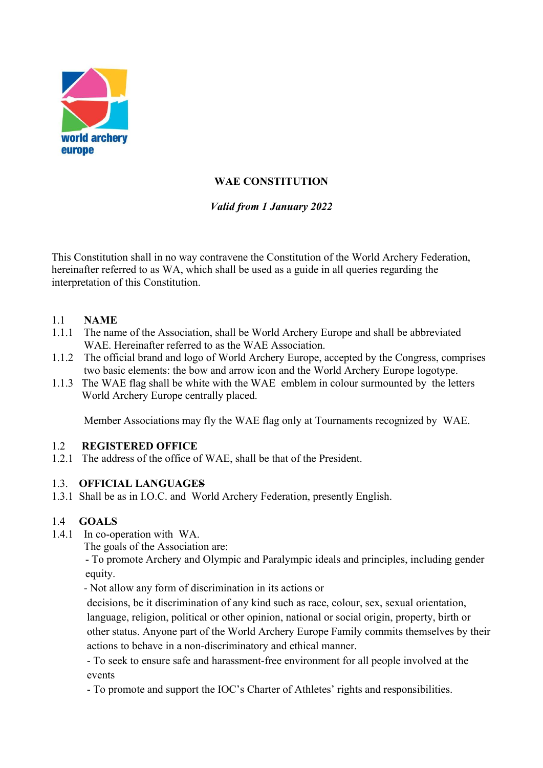world archery europe

**WAE CONSTITUTION**

*Valid from 1 January 2022*

This Constitution shall in no way contravene the Constitution of the World Archery Federation, hereinafter referred to as WA, which shall be used as a guide in all queries regarding the interpretation of this Constitution.

1.1 **NAME**

1.1.1 The name of the Association, shall be World Archery Europe and shall be abbreviated WAE. Hereinafter referred to as the WAE Association.

1.1.2 The official brand and logo of World Archery Europe, accepted by the Congress, comprises two basic elements: the bow and arrow icon and the World Archery Europe logotype.

1.1.3 The WAE flag shall be white with the WAE emblem in colour surmounted by the letters World Archery Europe centrally placed.

Member Associations may fly the WAE flag only at Tournaments recognized by WAE.

1.2 **REGISTERED OFFICE**

1.2.1 The address of the office of WAE, shall be that of the President.

1.3. **OFFICIAL LANGUAGES**

1.3.1 Shall be as in I.O.C. and World Archery Federation, presently English.

1.4 **GOALS**

1.4.1 In co-operation with WA.
The goals of the Association are:

- To promote Archery and Olympic and Paralympic ideals and principles, including gender equity.
- Not allow any form of discrimination in its actions or decisions, be it discrimination of any kind such as race, colour, sex, sexual orientation, language, religion, political or other opinion, national or social origin, property, birth or other status. Anyone part of the World Archery Europe Family commits themselves by their actions to behave in a non-discriminatory and ethical manner.
- To seek to ensure safe and harassment-free environment for all people involved at the events
- To promote and support the IOC's Charter of Athletes' rights and responsibilities.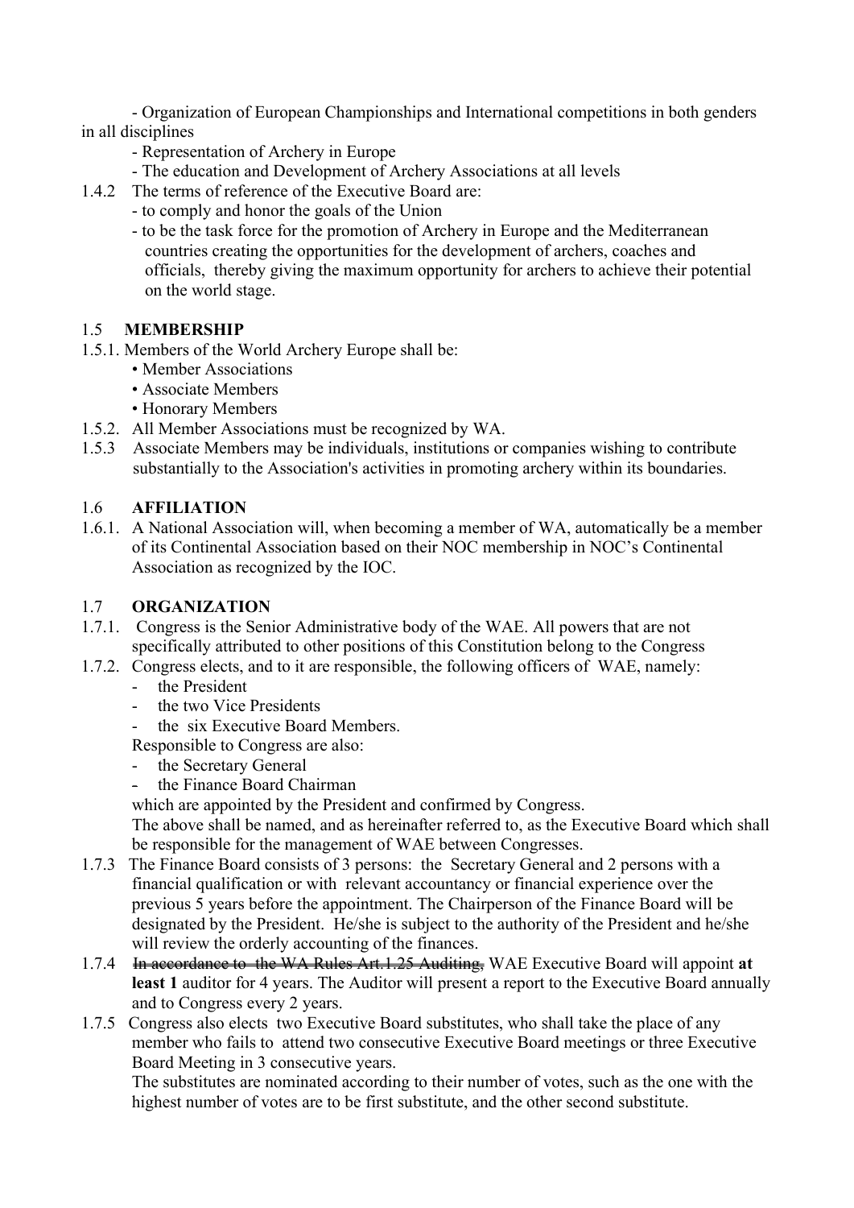- Organization of European Championships and International competitions in both genders in all disciplines
- Representation of Archery in Europe
- The education and Development of Archery Associations at all levels

1.4.2 The terms of reference of the Executive Board are:
- to comply and honor the goals of the Union
- to be the task force for the promotion of Archery in Europe and the Mediterranean countries creating the opportunities for the development of archers, coaches and officials, thereby giving the maximum opportunity for archers to achieve their potential on the world stage.

## 1.5 MEMBERSHIP

1.5.1. Members of the World Archery Europe shall be:
- Member Associations
- Associate Members
- Honorary Members

1.5.2. All Member Associations must be recognized by WA.

1.5.3 Associate Members may be individuals, institutions or companies wishing to contribute substantially to the Association's activities in promoting archery within its boundaries.

## 1.6 AFFILIATION

1.6.1. A National Association will, when becoming a member of WA, automatically be a member of its Continental Association based on their NOC membership in NOC's Continental Association as recognized by the IOC.

## 1.7 ORGANIZATION

1.7.1. Congress is the Senior Administrative body of the WAE. All powers that are not specifically attributed to other positions of this Constitution belong to the Congress

1.7.2. Congress elects, and to it are responsible, the following officers of WAE, namely:
- the President
- the two Vice Presidents
- the six Executive Board Members.

Responsible to Congress are also:
- the Secretary General
- the Finance Board Chairman

which are appointed by the President and confirmed by Congress.
The above shall be named, and as hereinafter referred to, as the Executive Board which shall be responsible for the management of WAE between Congresses.

1.7.3 The Finance Board consists of 3 persons: the Secretary General and 2 persons with a financial qualification or with relevant accountancy or financial experience over the previous 5 years before the appointment. The Chairperson of the Finance Board will be designated by the President. He/she is subject to the authority of the President and he/she will review the orderly accounting of the finances.

1.7.4 ~~In accordance to the WA Rules Art.1.25 Auditing,~~ WAE Executive Board will appoint **at least 1** auditor for 4 years. The Auditor will present a report to the Executive Board annually and to Congress every 2 years.

1.7.5 Congress also elects two Executive Board substitutes, who shall take the place of any member who fails to attend two consecutive Executive Board meetings or three Executive Board Meeting in 3 consecutive years.
The substitutes are nominated according to their number of votes, such as the one with the highest number of votes are to be first substitute, and the other second substitute.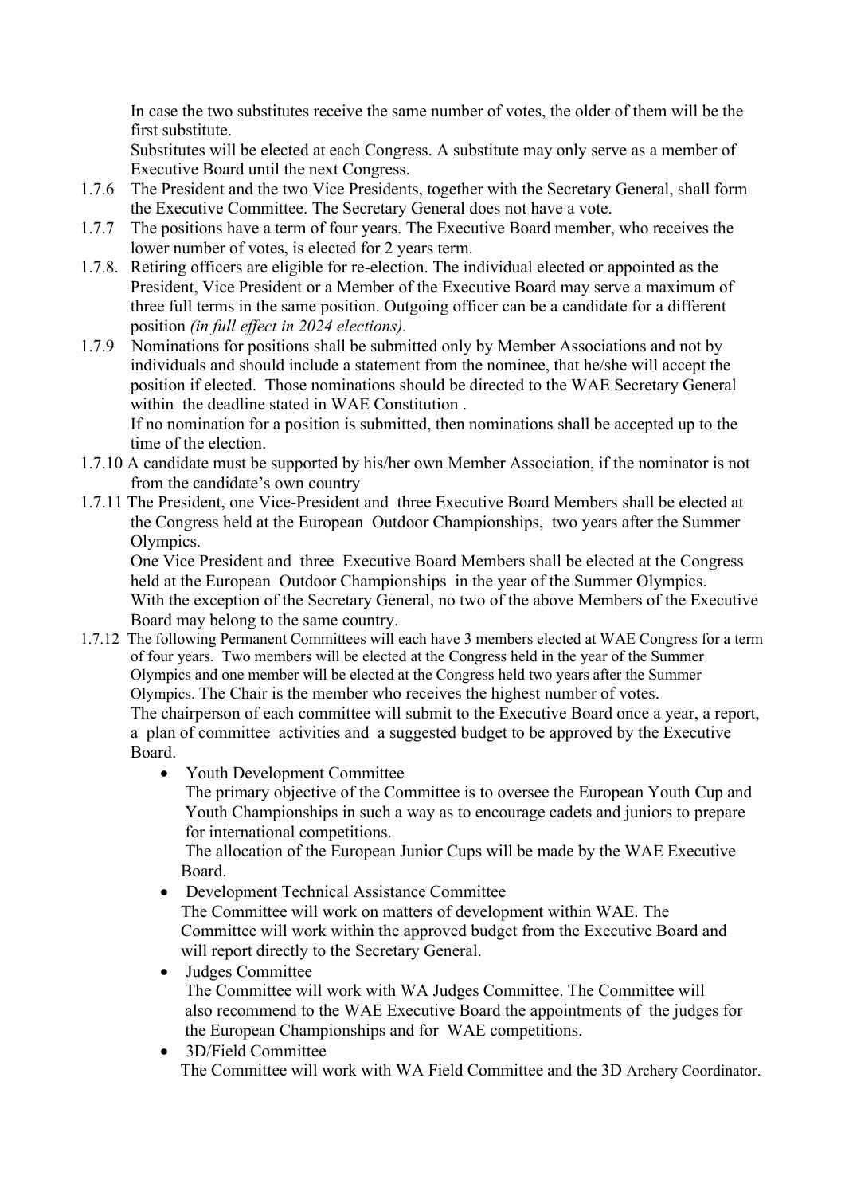In case the two substitutes receive the same number of votes, the older of them will be the first substitute.
Substitutes will be elected at each Congress. A substitute may only serve as a member of Executive Board until the next Congress.

1.7.6 The President and the two Vice Presidents, together with the Secretary General, shall form the Executive Committee. The Secretary General does not have a vote.

1.7.7 The positions have a term of four years. The Executive Board member, who receives the lower number of votes, is elected for 2 years term.

1.7.8. Retiring officers are eligible for re-election. The individual elected or appointed as the President, Vice President or a Member of the Executive Board may serve a maximum of three full terms in the same position. Outgoing officer can be a candidate for a different position *(in full effect in 2024 elections).*

1.7.9 Nominations for positions shall be submitted only by Member Associations and not by individuals and should include a statement from the nominee, that he/she will accept the position if elected. Those nominations should be directed to the WAE Secretary General within the deadline stated in WAE Constitution .
If no nomination for a position is submitted, then nominations shall be accepted up to the time of the election.

1.7.10 A candidate must be supported by his/her own Member Association, if the nominator is not from the candidate's own country

1.7.11 The President, one Vice-President and three Executive Board Members shall be elected at the Congress held at the European Outdoor Championships, two years after the Summer Olympics.
One Vice President and three Executive Board Members shall be elected at the Congress held at the European Outdoor Championships in the year of the Summer Olympics.
With the exception of the Secretary General, no two of the above Members of the Executive Board may belong to the same country.

1.7.12 The following Permanent Committees will each have 3 members elected at WAE Congress for a term of four years. Two members will be elected at the Congress held in the year of the Summer Olympics and one member will be elected at the Congress held two years after the Summer Olympics. The Chair is the member who receives the highest number of votes.
The chairperson of each committee will submit to the Executive Board once a year, a report, a plan of committee activities and a suggested budget to be approved by the Executive Board.

- Youth Development Committee
  The primary objective of the Committee is to oversee the European Youth Cup and Youth Championships in such a way as to encourage cadets and juniors to prepare for international competitions.
  The allocation of the European Junior Cups will be made by the WAE Executive Board.
- Development Technical Assistance Committee
  The Committee will work on matters of development within WAE. The Committee will work within the approved budget from the Executive Board and will report directly to the Secretary General.
- Judges Committee
  The Committee will work with WA Judges Committee. The Committee will also recommend to the WAE Executive Board the appointments of the judges for the European Championships and for WAE competitions.
- 3D/Field Committee
  The Committee will work with WA Field Committee and the 3D Archery Coordinator.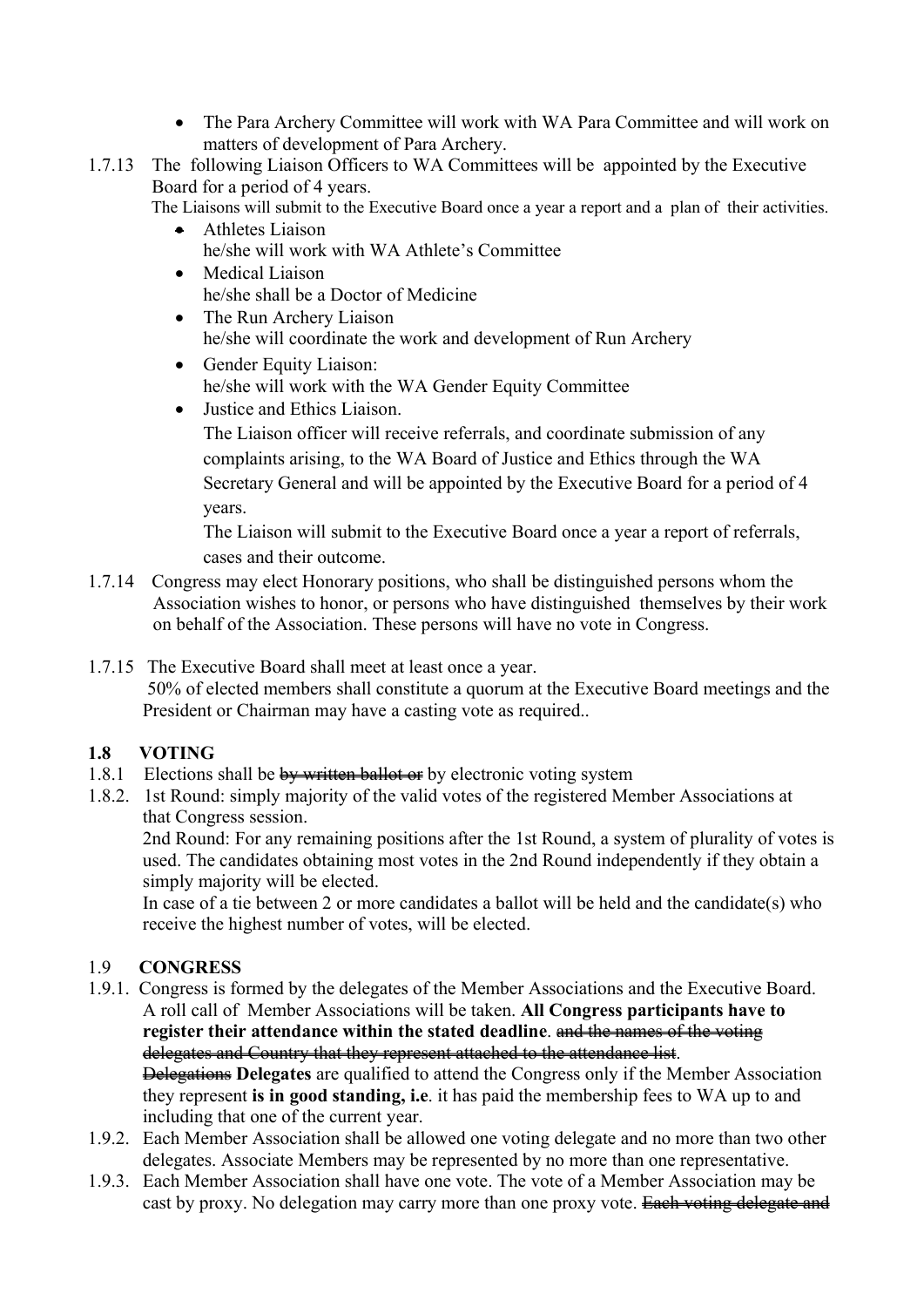- The Para Archery Committee will work with WA Para Committee and will work on matters of development of Para Archery.

1.7.13 The following Liaison Officers to WA Committees will be appointed by the Executive Board for a period of 4 years.
The Liaisons will submit to the Executive Board once a year a report and a plan of their activities.

- Athletes Liaison
  he/she will work with WA Athlete's Committee
- Medical Liaison
  he/she shall be a Doctor of Medicine
- The Run Archery Liaison
  he/she will coordinate the work and development of Run Archery
- Gender Equity Liaison:
  he/she will work with the WA Gender Equity Committee
- Justice and Ethics Liaison.
  The Liaison officer will receive referrals, and coordinate submission of any complaints arising, to the WA Board of Justice and Ethics through the WA Secretary General and will be appointed by the Executive Board for a period of 4 years.
  The Liaison will submit to the Executive Board once a year a report of referrals, cases and their outcome.

1.7.14 Congress may elect Honorary positions, who shall be distinguished persons whom the Association wishes to honor, or persons who have distinguished themselves by their work on behalf of the Association. These persons will have no vote in Congress.

1.7.15 The Executive Board shall meet at least once a year.
50% of elected members shall constitute a quorum at the Executive Board meetings and the President or Chairman may have a casting vote as required..

## 1.8 VOTING

1.8.1 Elections shall be ~~by written ballot or~~ by electronic voting system

1.8.2. 1st Round: simply majority of the valid votes of the registered Member Associations at that Congress session.
2nd Round: For any remaining positions after the 1st Round, a system of plurality of votes is used. The candidates obtaining most votes in the 2nd Round independently if they obtain a simply majority will be elected.
In case of a tie between 2 or more candidates a ballot will be held and the candidate(s) who receive the highest number of votes, will be elected.

## 1.9 CONGRESS

1.9.1. Congress is formed by the delegates of the Member Associations and the Executive Board. A roll call of Member Associations will be taken. **All Congress participants have to register their attendance within the stated deadline**. ~~and the names of the voting delegates and Country that they represent attached to the attendance list~~.
~~Delegations~~ **Delegates** are qualified to attend the Congress only if the Member Association they represent **is in good standing, i.e**. it has paid the membership fees to WA up to and including that one of the current year.

1.9.2. Each Member Association shall be allowed one voting delegate and no more than two other delegates. Associate Members may be represented by no more than one representative.

1.9.3. Each Member Association shall have one vote. The vote of a Member Association may be cast by proxy. No delegation may carry more than one proxy vote. ~~Each voting delegate and~~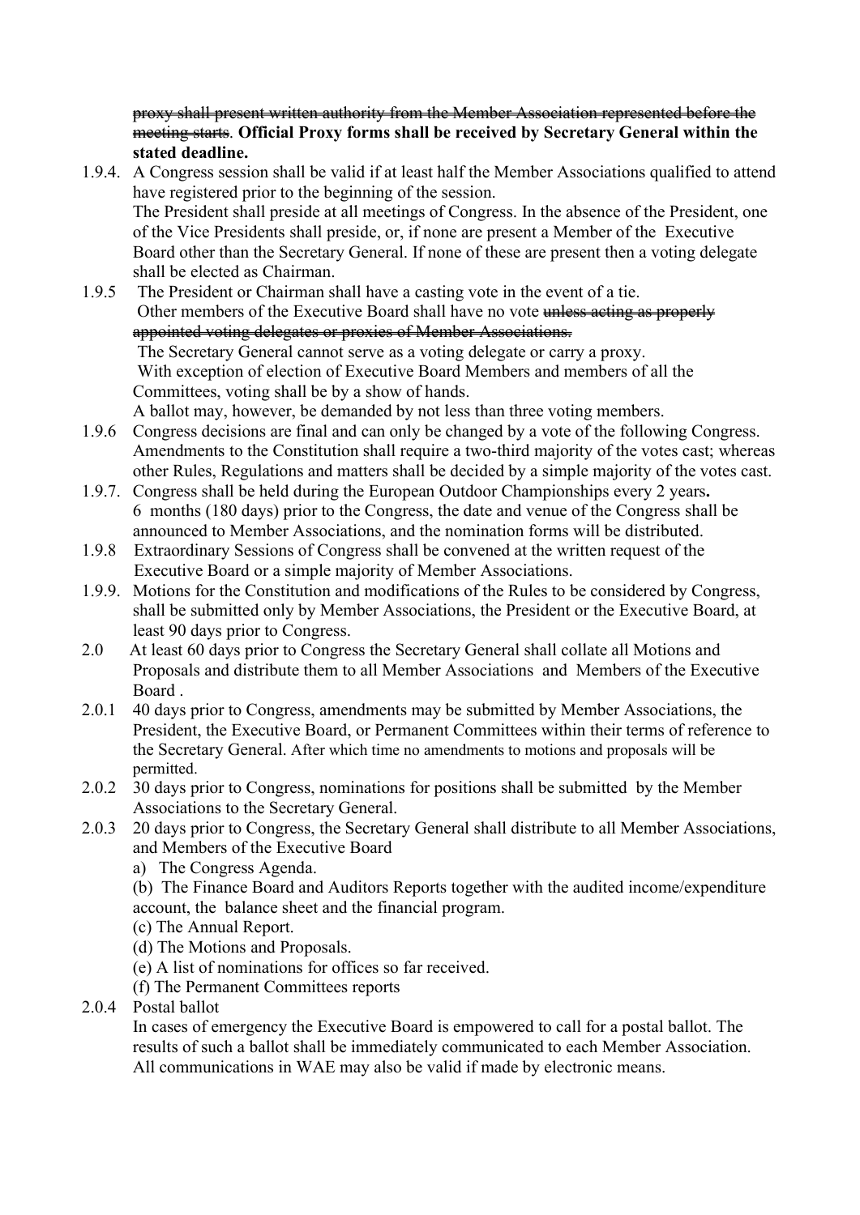~~proxy shall present written authority from the Member Association represented before the meeting starts~~. **Official Proxy forms shall be received by Secretary General within the stated deadline.**

1.9.4. A Congress session shall be valid if at least half the Member Associations qualified to attend have registered prior to the beginning of the session.
The President shall preside at all meetings of Congress. In the absence of the President, one of the Vice Presidents shall preside, or, if none are present a Member of the Executive Board other than the Secretary General. If none of these are present then a voting delegate shall be elected as Chairman.

1.9.5 The President or Chairman shall have a casting vote in the event of a tie.
Other members of the Executive Board shall have no vote ~~unless acting as properly appointed voting delegates or proxies of Member Associations.~~
The Secretary General cannot serve as a voting delegate or carry a proxy.
With exception of election of Executive Board Members and members of all the Committees, voting shall be by a show of hands.
A ballot may, however, be demanded by not less than three voting members.

1.9.6 Congress decisions are final and can only be changed by a vote of the following Congress. Amendments to the Constitution shall require a two-third majority of the votes cast; whereas other Rules, Regulations and matters shall be decided by a simple majority of the votes cast.

1.9.7. Congress shall be held during the European Outdoor Championships every 2 years**.**
6 months (180 days) prior to the Congress, the date and venue of the Congress shall be announced to Member Associations, and the nomination forms will be distributed.

1.9.8 Extraordinary Sessions of Congress shall be convened at the written request of the Executive Board or a simple majority of Member Associations.

1.9.9. Motions for the Constitution and modifications of the Rules to be considered by Congress, shall be submitted only by Member Associations, the President or the Executive Board, at least 90 days prior to Congress.

2.0 At least 60 days prior to Congress the Secretary General shall collate all Motions and Proposals and distribute them to all Member Associations and Members of the Executive Board .

2.0.1 40 days prior to Congress, amendments may be submitted by Member Associations, the President, the Executive Board, or Permanent Committees within their terms of reference to the Secretary General. After which time no amendments to motions and proposals will be permitted.

2.0.2 30 days prior to Congress, nominations for positions shall be submitted by the Member Associations to the Secretary General.

2.0.3 20 days prior to Congress, the Secretary General shall distribute to all Member Associations, and Members of the Executive Board

a) The Congress Agenda.
(b) The Finance Board and Auditors Reports together with the audited income/expenditure account, the balance sheet and the financial program.
(c) The Annual Report.
(d) The Motions and Proposals.
(e) A list of nominations for offices so far received.
(f) The Permanent Committees reports

2.0.4 Postal ballot
In cases of emergency the Executive Board is empowered to call for a postal ballot. The results of such a ballot shall be immediately communicated to each Member Association.
All communications in WAE may also be valid if made by electronic means.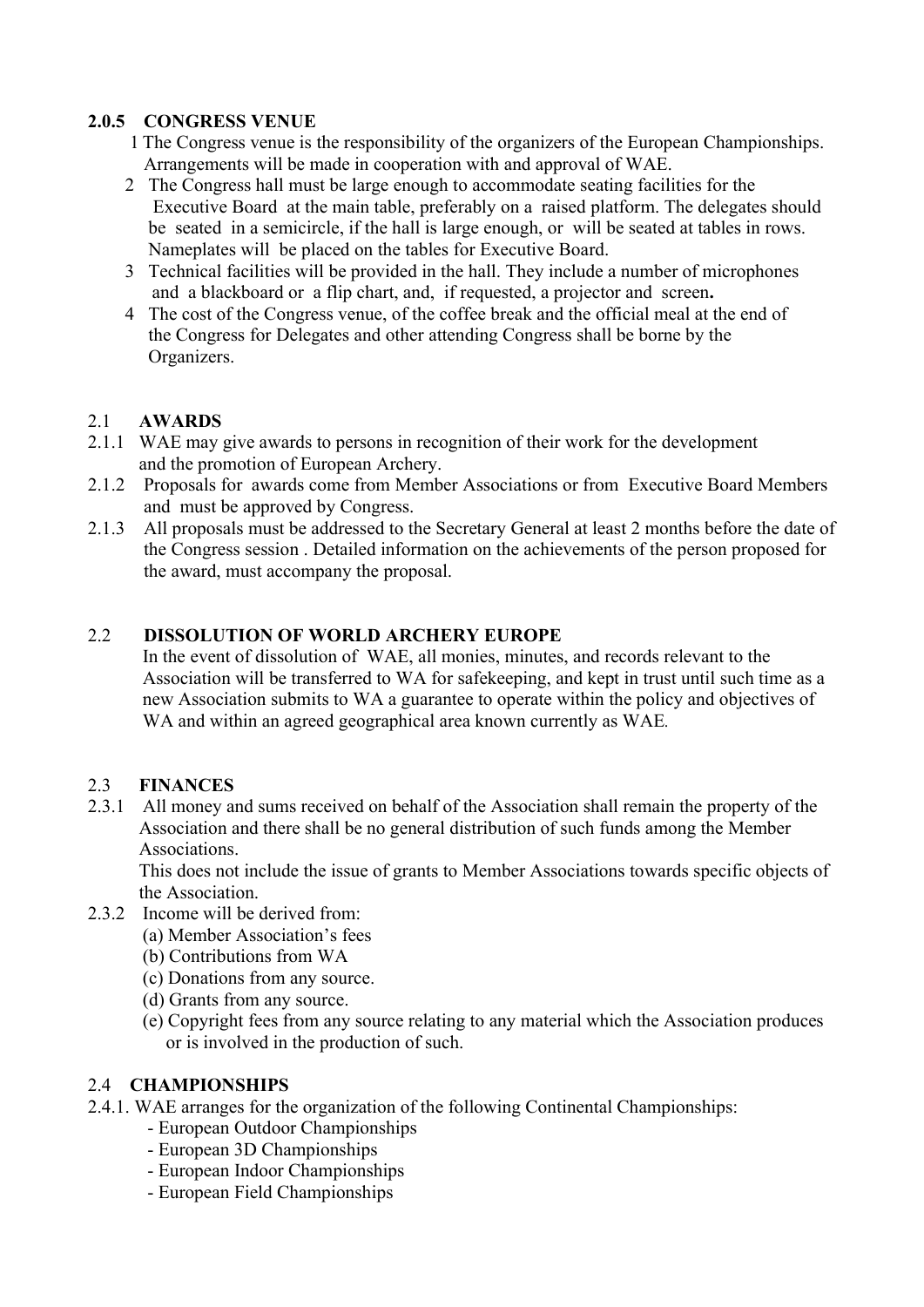### 2.0.5 CONGRESS VENUE

1 The Congress venue is the responsibility of the organizers of the European Championships. Arrangements will be made in cooperation with and approval of WAE.

2 The Congress hall must be large enough to accommodate seating facilities for the Executive Board at the main table, preferably on a raised platform. The delegates should be seated in a semicircle, if the hall is large enough, or will be seated at tables in rows. Nameplates will be placed on the tables for Executive Board.

3 Technical facilities will be provided in the hall. They include a number of microphones and a blackboard or a flip chart, and, if requested, a projector and screen**.**

4 The cost of the Congress venue, of the coffee break and the official meal at the end of the Congress for Delegates and other attending Congress shall be borne by the Organizers.

## 2.1 AWARDS

2.1.1 WAE may give awards to persons in recognition of their work for the development and the promotion of European Archery.

2.1.2 Proposals for awards come from Member Associations or from Executive Board Members and must be approved by Congress.

2.1.3 All proposals must be addressed to the Secretary General at least 2 months before the date of the Congress session . Detailed information on the achievements of the person proposed for the award, must accompany the proposal.

## 2.2 DISSOLUTION OF WORLD ARCHERY EUROPE

In the event of dissolution of WAE, all monies, minutes, and records relevant to the Association will be transferred to WA for safekeeping, and kept in trust until such time as a new Association submits to WA a guarantee to operate within the policy and objectives of WA and within an agreed geographical area known currently as WAE.

## 2.3 FINANCES

2.3.1 All money and sums received on behalf of the Association shall remain the property of the Association and there shall be no general distribution of such funds among the Member Associations.

This does not include the issue of grants to Member Associations towards specific objects of the Association.

2.3.2 Income will be derived from:

(a) Member Association's fees
(b) Contributions from WA
(c) Donations from any source.
(d) Grants from any source.
(e) Copyright fees from any source relating to any material which the Association produces or is involved in the production of such.

## 2.4 CHAMPIONSHIPS

2.4.1. WAE arranges for the organization of the following Continental Championships:

- European Outdoor Championships
- European 3D Championships
- European Indoor Championships
- European Field Championships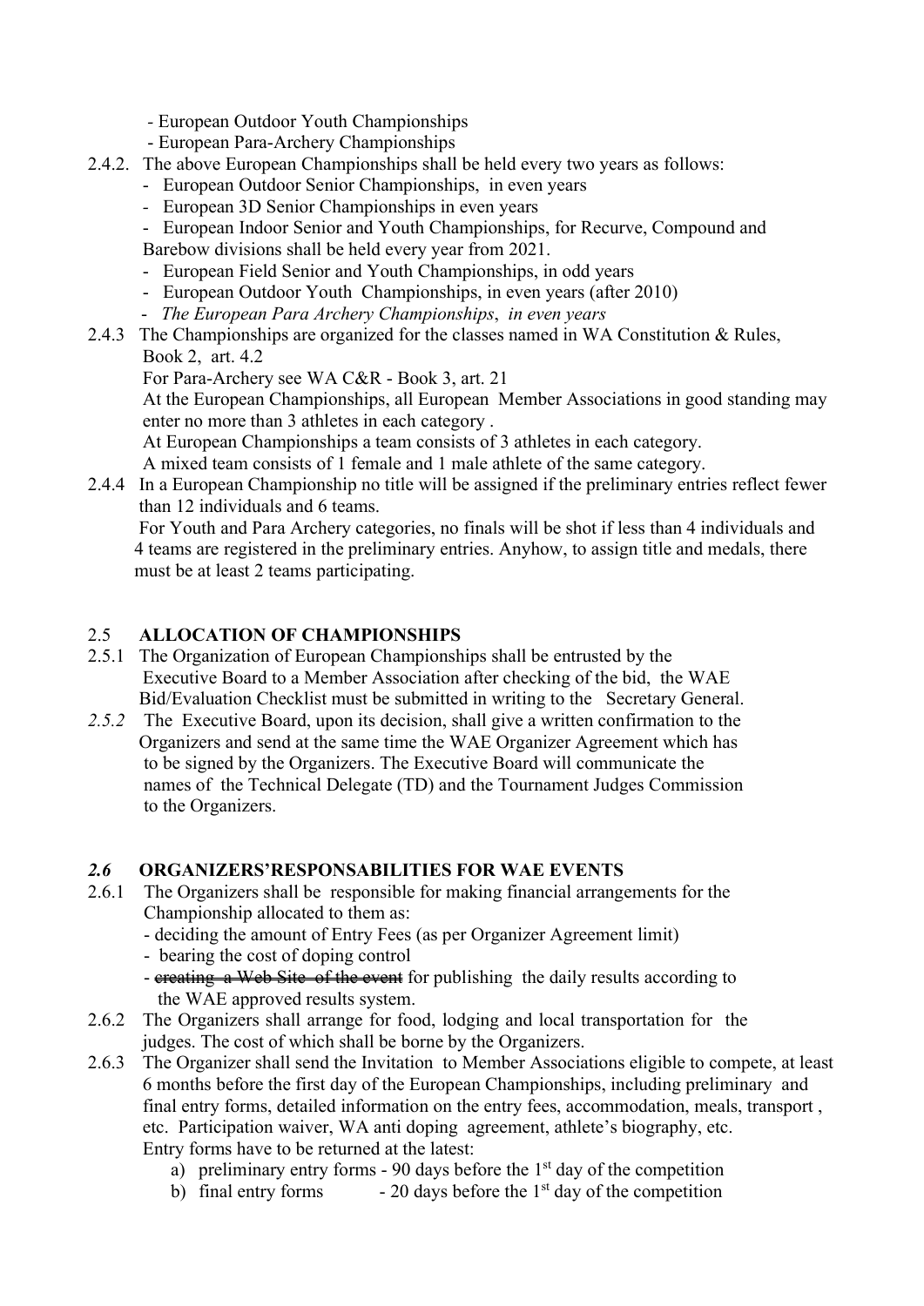- European Outdoor Youth Championships
- European Para-Archery Championships

2.4.2. The above European Championships shall be held every two years as follows:

- European Outdoor Senior Championships, in even years
- European 3D Senior Championships in even years
- European Indoor Senior and Youth Championships, for Recurve, Compound and Barebow divisions shall be held every year from 2021.
- European Field Senior and Youth Championships, in odd years
- European Outdoor Youth Championships, in even years (after 2010)
- *The European Para Archery Championships*, *in even years*

2.4.3 The Championships are organized for the classes named in WA Constitution & Rules, Book 2, art. 4.2

For Para-Archery see WA C&R - Book 3, art. 21

At the European Championships, all European Member Associations in good standing may enter no more than 3 athletes in each category .

At European Championships a team consists of 3 athletes in each category.

A mixed team consists of 1 female and 1 male athlete of the same category.

2.4.4 In a European Championship no title will be assigned if the preliminary entries reflect fewer than 12 individuals and 6 teams.

For Youth and Para Archery categories, no finals will be shot if less than 4 individuals and 4 teams are registered in the preliminary entries. Anyhow, to assign title and medals, there must be at least 2 teams participating.

## 2.5 ALLOCATION OF CHAMPIONSHIPS

2.5.1 The Organization of European Championships shall be entrusted by the Executive Board to a Member Association after checking of the bid, the WAE Bid/Evaluation Checklist must be submitted in writing to the Secretary General.

*2.5.2* The Executive Board, upon its decision, shall give a written confirmation to the Organizers and send at the same time the WAE Organizer Agreement which has to be signed by the Organizers. The Executive Board will communicate the names of the Technical Delegate (TD) and the Tournament Judges Commission to the Organizers.

## *2.6* ORGANIZERS'RESPONSABILITIES FOR WAE EVENTS

2.6.1 The Organizers shall be responsible for making financial arrangements for the Championship allocated to them as:

- deciding the amount of Entry Fees (as per Organizer Agreement limit)
- bearing the cost of doping control
- ~~creating a Web Site of the event~~ for publishing the daily results according to the WAE approved results system.

2.6.2 The Organizers shall arrange for food, lodging and local transportation for the judges. The cost of which shall be borne by the Organizers.

2.6.3 The Organizer shall send the Invitation to Member Associations eligible to compete, at least 6 months before the first day of the European Championships, including preliminary and final entry forms, detailed information on the entry fees, accommodation, meals, transport , etc. Participation waiver, WA anti doping agreement, athlete's biography, etc.

Entry forms have to be returned at the latest:

a) preliminary entry forms - 90 days before the 1st day of the competition
b) final entry forms - 20 days before the 1st day of the competition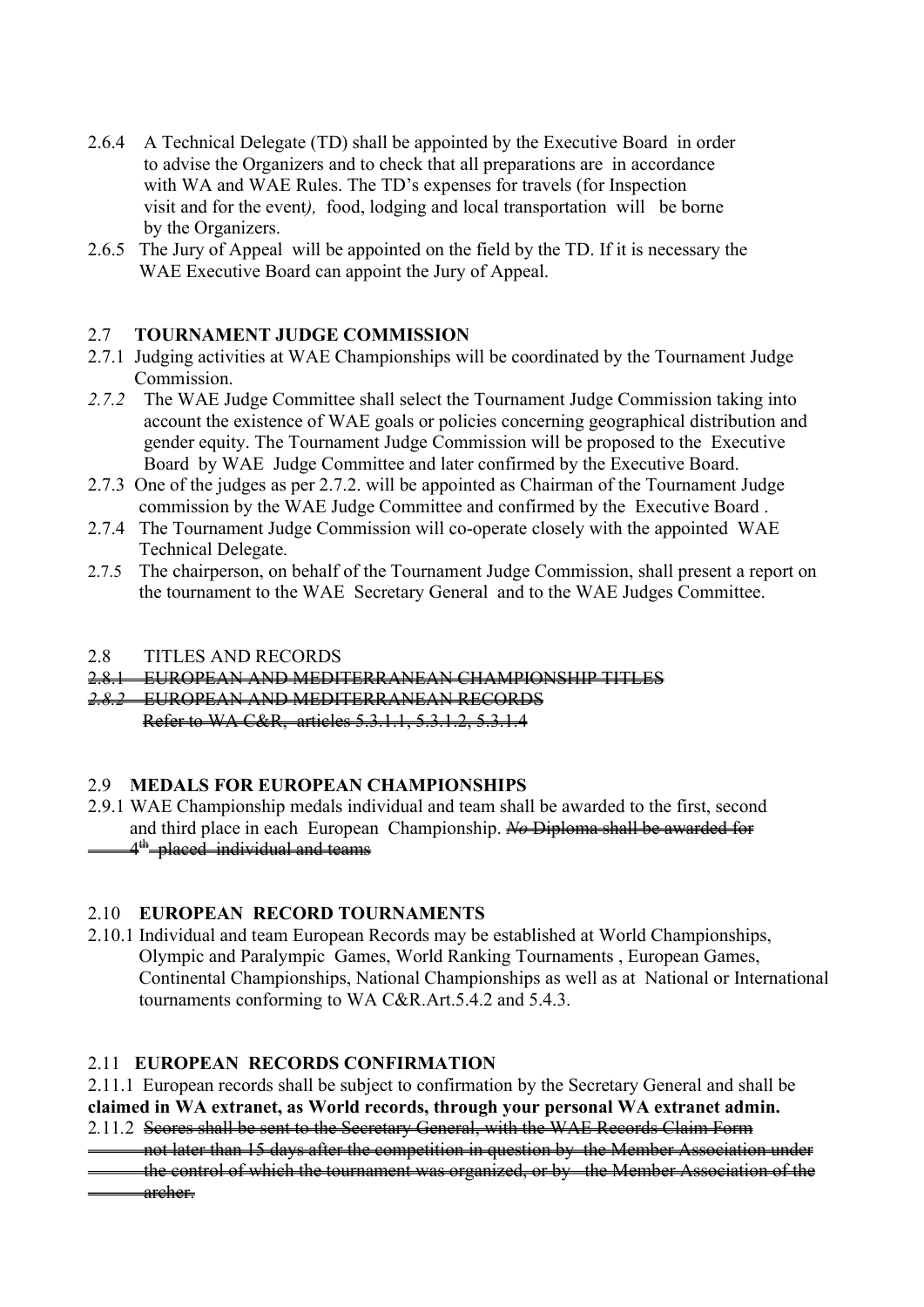2.6.4 A Technical Delegate (TD) shall be appointed by the Executive Board in order to advise the Organizers and to check that all preparations are in accordance with WA and WAE Rules. The TD's expenses for travels (for Inspection visit and for the event*),* food, lodging and local transportation will be borne by the Organizers.

2.6.5 The Jury of Appeal will be appointed on the field by the TD. If it is necessary the WAE Executive Board can appoint the Jury of Appeal.

## 2.7 TOURNAMENT JUDGE COMMISSION

2.7.1 Judging activities at WAE Championships will be coordinated by the Tournament Judge Commission.

*2.7.2* The WAE Judge Committee shall select the Tournament Judge Commission taking into account the existence of WAE goals or policies concerning geographical distribution and gender equity. The Tournament Judge Commission will be proposed to the Executive Board by WAE Judge Committee and later confirmed by the Executive Board.

2.7.3 One of the judges as per 2.7.2. will be appointed as Chairman of the Tournament Judge commission by the WAE Judge Committee and confirmed by the Executive Board .

2.7.4 The Tournament Judge Commission will co-operate closely with the appointed WAE Technical Delegate.

2.7.5 The chairperson, on behalf of the Tournament Judge Commission, shall present a report on the tournament to the WAE Secretary General and to the WAE Judges Committee.

## 2.8 TITLES AND RECORDS

~~2.8.1 EUROPEAN AND MEDITERRANEAN CHAMPIONSHIP TITLES~~

~~*2.8.2* EUROPEAN AND MEDITERRANEAN RECORDS~~

~~Refer to WA C&R, articles 5.3.1.1, 5.3.1.2, 5.3.1.4~~

## 2.9 MEDALS FOR EUROPEAN CHAMPIONSHIPS

2.9.1 WAE Championship medals individual and team shall be awarded to the first, second and third place in each European Championship. ~~*No* Diploma shall be awarded for 4th placed individual and teams~~

## 2.10 EUROPEAN RECORD TOURNAMENTS

2.10.1 Individual and team European Records may be established at World Championships, Olympic and Paralympic Games, World Ranking Tournaments , European Games, Continental Championships, National Championships as well as at National or International tournaments conforming to WA C&R.Art.5.4.2 and 5.4.3.

## 2.11 EUROPEAN RECORDS CONFIRMATION

2.11.1 European records shall be subject to confirmation by the Secretary General and shall be **claimed in WA extranet, as World records, through your personal WA extranet admin.**

2.11.2 ~~Scores shall be sent to the Secretary General, with the WAE Records Claim Form not later than 15 days after the competition in question by the Member Association under the control of which the tournament was organized, or by the Member Association of the archer.~~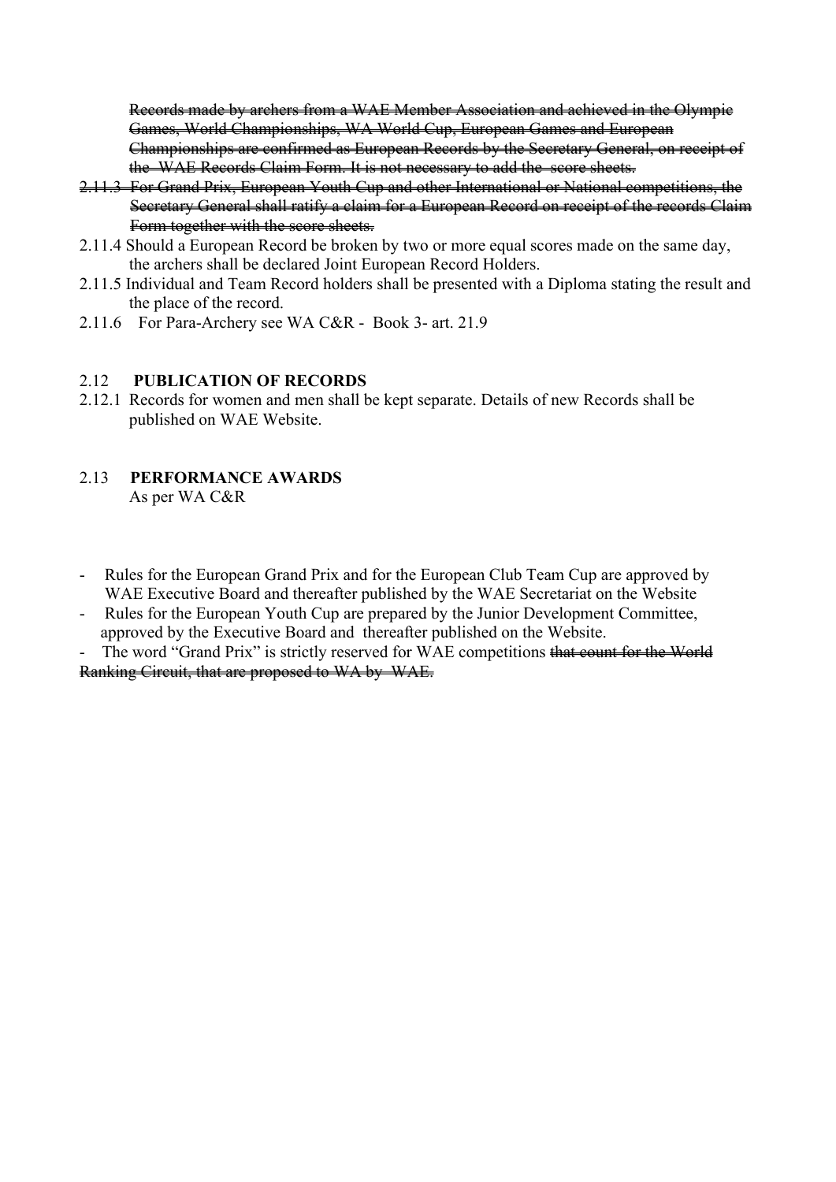~~Records made by archers from a WAE Member Association and achieved in the Olympic Games, World Championships, WA World Cup, European Games and European Championships are confirmed as European Records by the Secretary General, on receipt of the WAE Records Claim Form. It is not necessary to add the score sheets.~~

~~2.11.3 For Grand Prix, European Youth Cup and other International or National competitions, the Secretary General shall ratify a claim for a European Record on receipt of the records Claim Form together with the score sheets.~~

2.11.4 Should a European Record be broken by two or more equal scores made on the same day, the archers shall be declared Joint European Record Holders.

2.11.5 Individual and Team Record holders shall be presented with a Diploma stating the result and the place of the record.

2.11.6 For Para-Archery see WA C&R - Book 3- art. 21.9

## 2.12 PUBLICATION OF RECORDS

2.12.1 Records for women and men shall be kept separate. Details of new Records shall be published on WAE Website.

## 2.13 PERFORMANCE AWARDS

As per WA C&R

- Rules for the European Grand Prix and for the European Club Team Cup are approved by WAE Executive Board and thereafter published by the WAE Secretariat on the Website
- Rules for the European Youth Cup are prepared by the Junior Development Committee, approved by the Executive Board and thereafter published on the Website.
- The word "Grand Prix" is strictly reserved for WAE competitions ~~that count for the World Ranking Circuit, that are proposed to WA by WAE.~~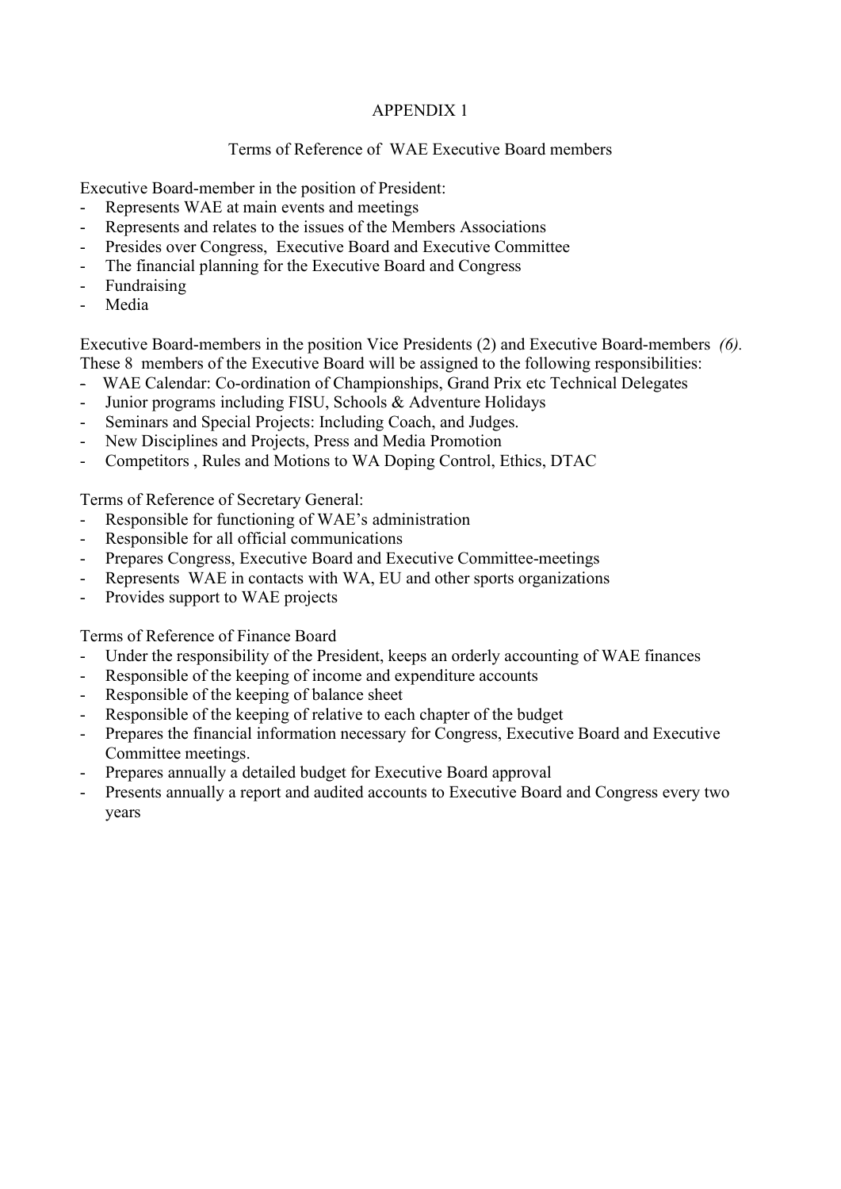# APPENDIX 1

## Terms of Reference of WAE Executive Board members

Executive Board-member in the position of President:

- Represents WAE at main events and meetings
- Represents and relates to the issues of the Members Associations
- Presides over Congress, Executive Board and Executive Committee
- The financial planning for the Executive Board and Congress
- Fundraising
- Media

Executive Board-members in the position Vice Presidents (2) and Executive Board-members *(6).*
These 8 members of the Executive Board will be assigned to the following responsibilities:

- WAE Calendar: Co-ordination of Championships, Grand Prix etc Technical Delegates
- Junior programs including FISU, Schools & Adventure Holidays
- Seminars and Special Projects: Including Coach, and Judges.
- New Disciplines and Projects, Press and Media Promotion
- Competitors , Rules and Motions to WA Doping Control, Ethics, DTAC

Terms of Reference of Secretary General:

- Responsible for functioning of WAE's administration
- Responsible for all official communications
- Prepares Congress, Executive Board and Executive Committee-meetings
- Represents WAE in contacts with WA, EU and other sports organizations
- Provides support to WAE projects

Terms of Reference of Finance Board

- Under the responsibility of the President, keeps an orderly accounting of WAE finances
- Responsible of the keeping of income and expenditure accounts
- Responsible of the keeping of balance sheet
- Responsible of the keeping of relative to each chapter of the budget
- Prepares the financial information necessary for Congress, Executive Board and Executive Committee meetings.
- Prepares annually a detailed budget for Executive Board approval
- Presents annually a report and audited accounts to Executive Board and Congress every two years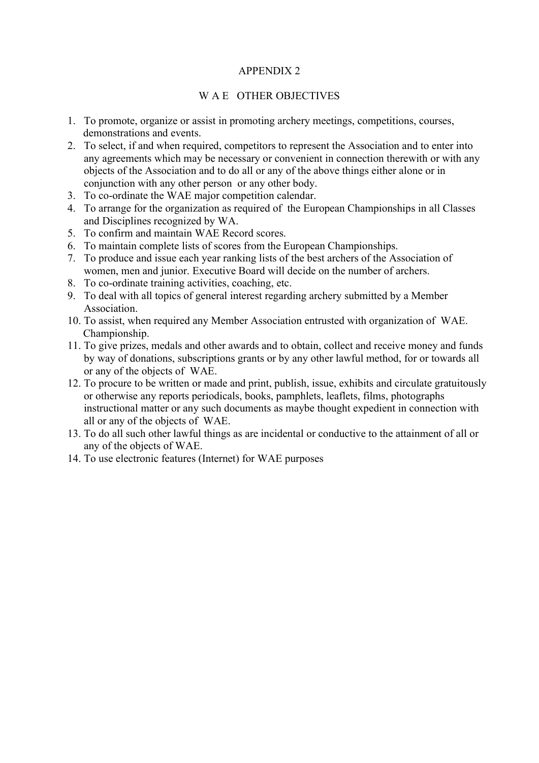# APPENDIX 2

## W A E OTHER OBJECTIVES

1. To promote, organize or assist in promoting archery meetings, competitions, courses, demonstrations and events.
2. To select, if and when required, competitors to represent the Association and to enter into any agreements which may be necessary or convenient in connection therewith or with any objects of the Association and to do all or any of the above things either alone or in conjunction with any other person or any other body.
3. To co-ordinate the WAE major competition calendar.
4. To arrange for the organization as required of the European Championships in all Classes and Disciplines recognized by WA.
5. To confirm and maintain WAE Record scores.
6. To maintain complete lists of scores from the European Championships.
7. To produce and issue each year ranking lists of the best archers of the Association of women, men and junior. Executive Board will decide on the number of archers.
8. To co-ordinate training activities, coaching, etc.
9. To deal with all topics of general interest regarding archery submitted by a Member Association.
10. To assist, when required any Member Association entrusted with organization of WAE. Championship.
11. To give prizes, medals and other awards and to obtain, collect and receive money and funds by way of donations, subscriptions grants or by any other lawful method, for or towards all or any of the objects of WAE.
12. To procure to be written or made and print, publish, issue, exhibits and circulate gratuitously or otherwise any reports periodicals, books, pamphlets, leaflets, films, photographs instructional matter or any such documents as maybe thought expedient in connection with all or any of the objects of WAE.
13. To do all such other lawful things as are incidental or conductive to the attainment of all or any of the objects of WAE.
14. To use electronic features (Internet) for WAE purposes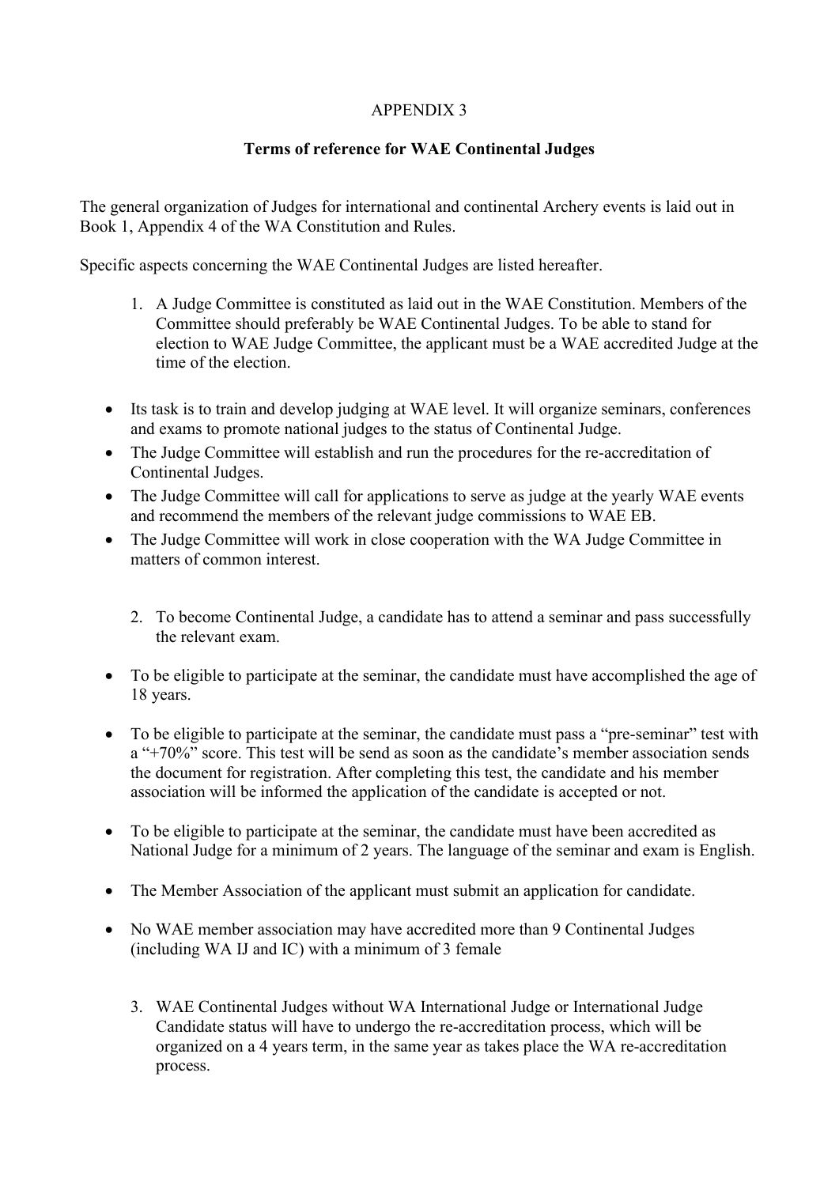APPENDIX 3

**Terms of reference for WAE Continental Judges**

The general organization of Judges for international and continental Archery events is laid out in Book 1, Appendix 4 of the WA Constitution and Rules.

Specific aspects concerning the WAE Continental Judges are listed hereafter.

1. A Judge Committee is constituted as laid out in the WAE Constitution. Members of the Committee should preferably be WAE Continental Judges. To be able to stand for election to WAE Judge Committee, the applicant must be a WAE accredited Judge at the time of the election.

- Its task is to train and develop judging at WAE level. It will organize seminars, conferences and exams to promote national judges to the status of Continental Judge.
- The Judge Committee will establish and run the procedures for the re-accreditation of Continental Judges.
- The Judge Committee will call for applications to serve as judge at the yearly WAE events and recommend the members of the relevant judge commissions to WAE EB.
- The Judge Committee will work in close cooperation with the WA Judge Committee in matters of common interest.

2. To become Continental Judge, a candidate has to attend a seminar and pass successfully the relevant exam.

- To be eligible to participate at the seminar, the candidate must have accomplished the age of 18 years.

- To be eligible to participate at the seminar, the candidate must pass a "pre-seminar" test with a "+70%" score. This test will be send as soon as the candidate's member association sends the document for registration. After completing this test, the candidate and his member association will be informed the application of the candidate is accepted or not.

- To be eligible to participate at the seminar, the candidate must have been accredited as National Judge for a minimum of 2 years. The language of the seminar and exam is English.

- The Member Association of the applicant must submit an application for candidate.

- No WAE member association may have accredited more than 9 Continental Judges (including WA IJ and IC) with a minimum of 3 female

3. WAE Continental Judges without WA International Judge or International Judge Candidate status will have to undergo the re-accreditation process, which will be organized on a 4 years term, in the same year as takes place the WA re-accreditation process.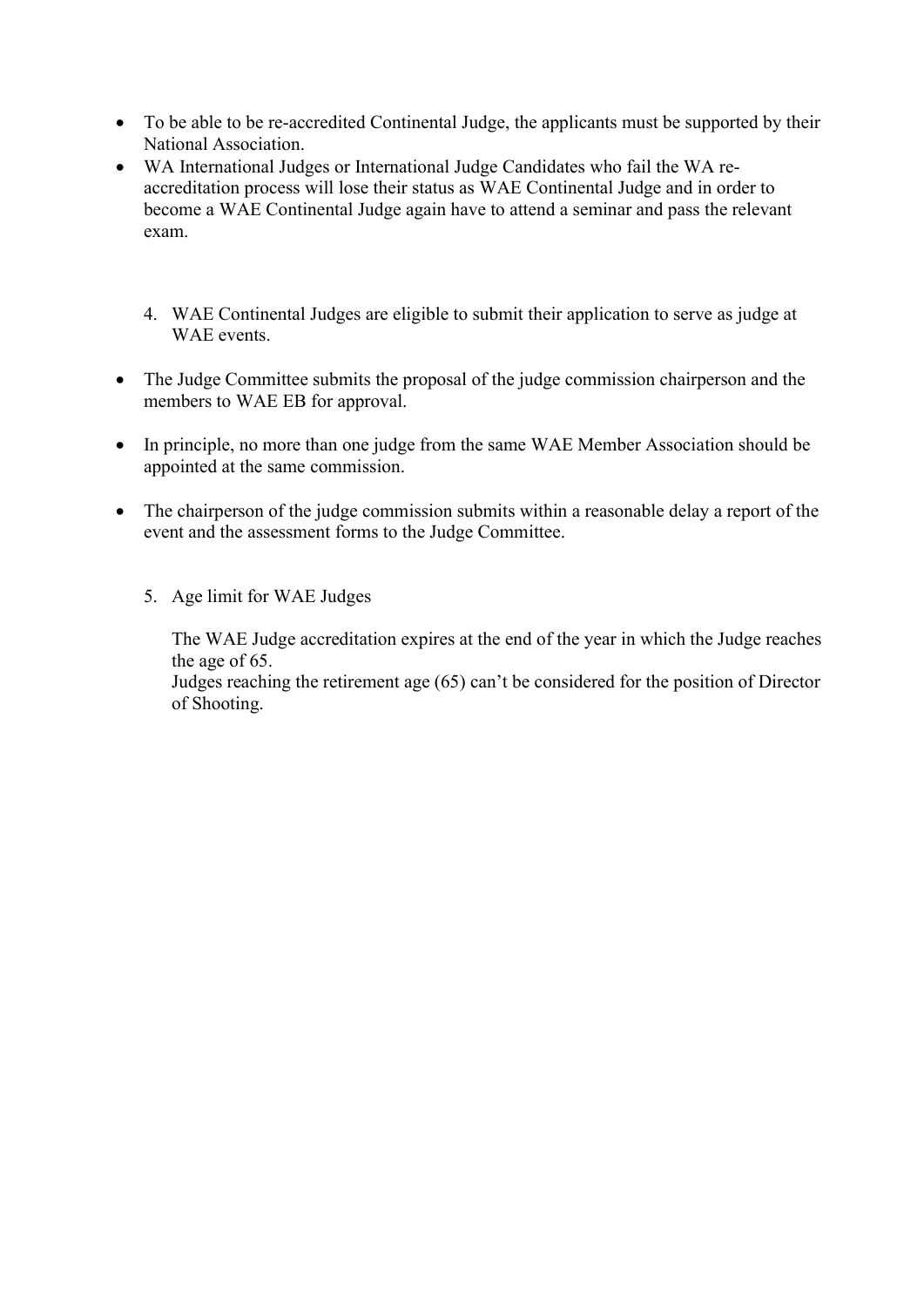- To be able to be re-accredited Continental Judge, the applicants must be supported by their National Association.
- WA International Judges or International Judge Candidates who fail the WA re-accreditation process will lose their status as WAE Continental Judge and in order to become a WAE Continental Judge again have to attend a seminar and pass the relevant exam.

4. WAE Continental Judges are eligible to submit their application to serve as judge at WAE events.

- The Judge Committee submits the proposal of the judge commission chairperson and the members to WAE EB for approval.
- In principle, no more than one judge from the same WAE Member Association should be appointed at the same commission.
- The chairperson of the judge commission submits within a reasonable delay a report of the event and the assessment forms to the Judge Committee.

5. Age limit for WAE Judges

   The WAE Judge accreditation expires at the end of the year in which the Judge reaches the age of 65.
   Judges reaching the retirement age (65) can't be considered for the position of Director of Shooting.